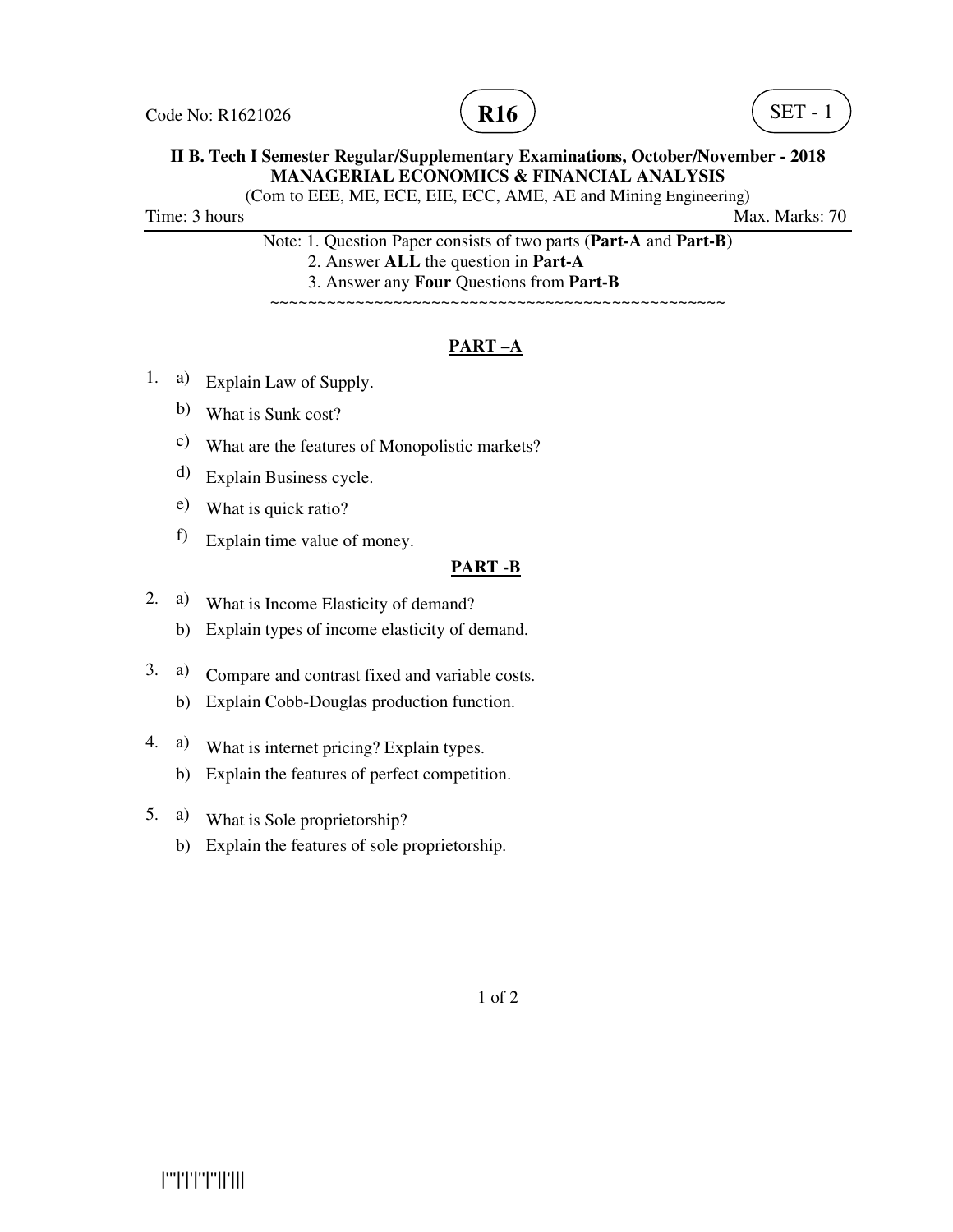Code No: R1621026 **R16** SET - 1

**II B. Tech I Semester Regular/Supplementary Examinations, October/November - 2018**
**MANAGERIAL ECONOMICS & FINANCIAL ANALYSIS**
(Com to EEE, ME, ECE, EIE, ECC, AME, AE and Mining Engineering)

Time: 3 hours Max. Marks: 70

Note: 1. Question Paper consists of two parts (**Part-A** and **Part-B)**
2. Answer **ALL** the question in **Part-A**
3. Answer any **Four** Questions from **Part-B**

~~~~~~~~~~~~~~~~~~~~~~~~~~~~~~~~~~~~~~~~~~~~~~~~~~~~~~~~

## PART –A

1. a) Explain Law of Supply.
   b) What is Sunk cost?
   c) What are the features of Monopolistic markets?
   d) Explain Business cycle.
   e) What is quick ratio?
   f) Explain time value of money.

## PART -B

2. a) What is Income Elasticity of demand?
   b) Explain types of income elasticity of demand.

3. a) Compare and contrast fixed and variable costs.
   b) Explain Cobb-Douglas production function.

4. a) What is internet pricing? Explain types.
   b) Explain the features of perfect competition.

5. a) What is Sole proprietorship?
   b) Explain the features of sole proprietorship.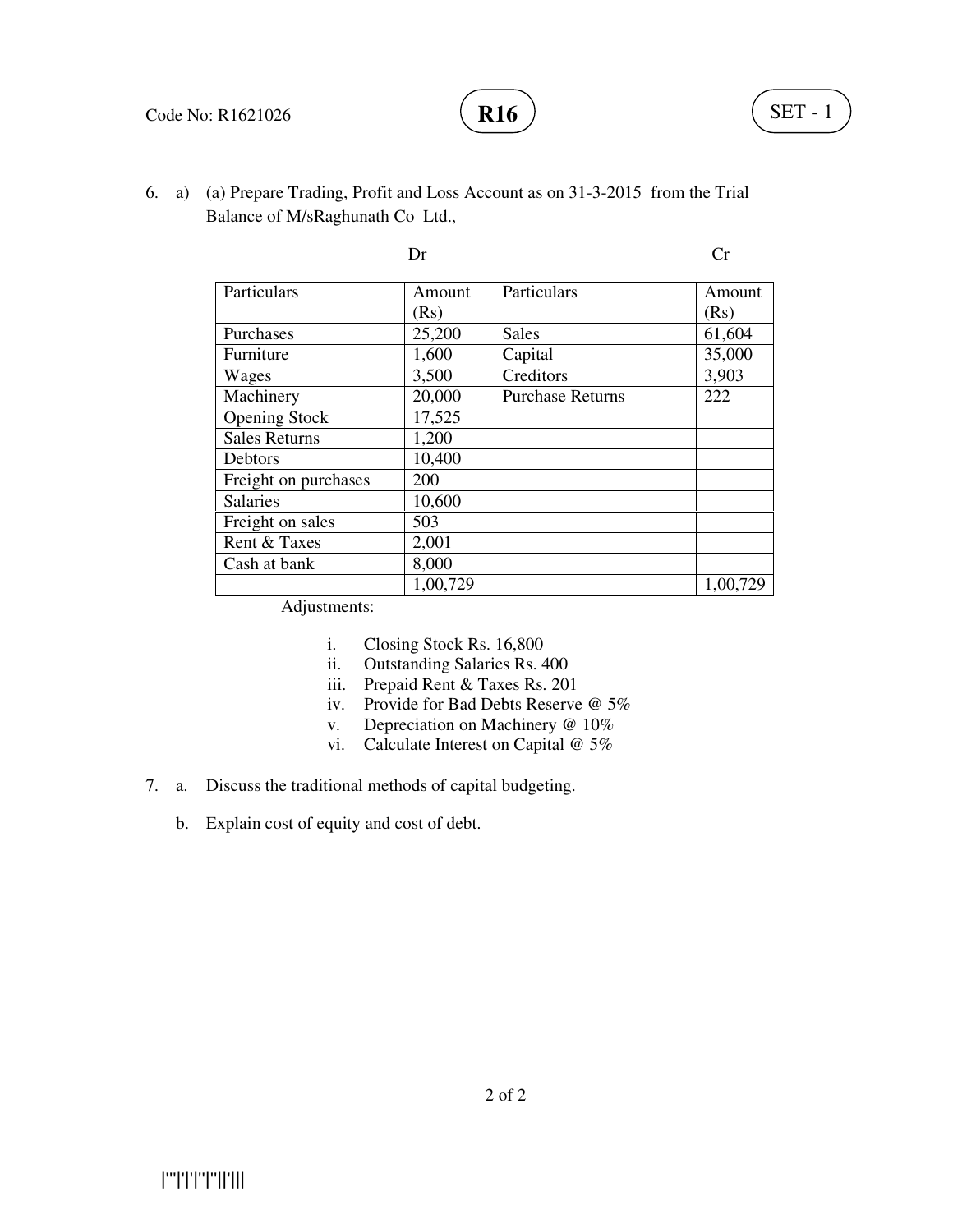6. a) (a) Prepare Trading, Profit and Loss Account as on 31-3-2015 from the Trial Balance of M/sRaghunath Co Ltd.,

Dr Cr

| Particulars | Amount (Rs) | Particulars | Amount (Rs) |
|---|---|---|---|
| Purchases | 25,200 | Sales | 61,604 |
| Furniture | 1,600 | Capital | 35,000 |
| Wages | 3,500 | Creditors | 3,903 |
| Machinery | 20,000 | Purchase Returns | 222 |
| Opening Stock | 17,525 | | |
| Sales Returns | 1,200 | | |
| Debtors | 10,400 | | |
| Freight on purchases | 200 | | |
| Salaries | 10,600 | | |
| Freight on sales | 503 | | |
| Rent & Taxes | 2,001 | | |
| Cash at bank | 8,000 | | |
| | 1,00,729 | | 1,00,729 |

Adjustments:

i. Closing Stock Rs. 16,800
ii. Outstanding Salaries Rs. 400
iii. Prepaid Rent & Taxes Rs. 201
iv. Provide for Bad Debts Reserve @ 5%
v. Depreciation on Machinery @ 10%
vi. Calculate Interest on Capital @ 5%

7. a. Discuss the traditional methods of capital budgeting.

   b. Explain cost of equity and cost of debt.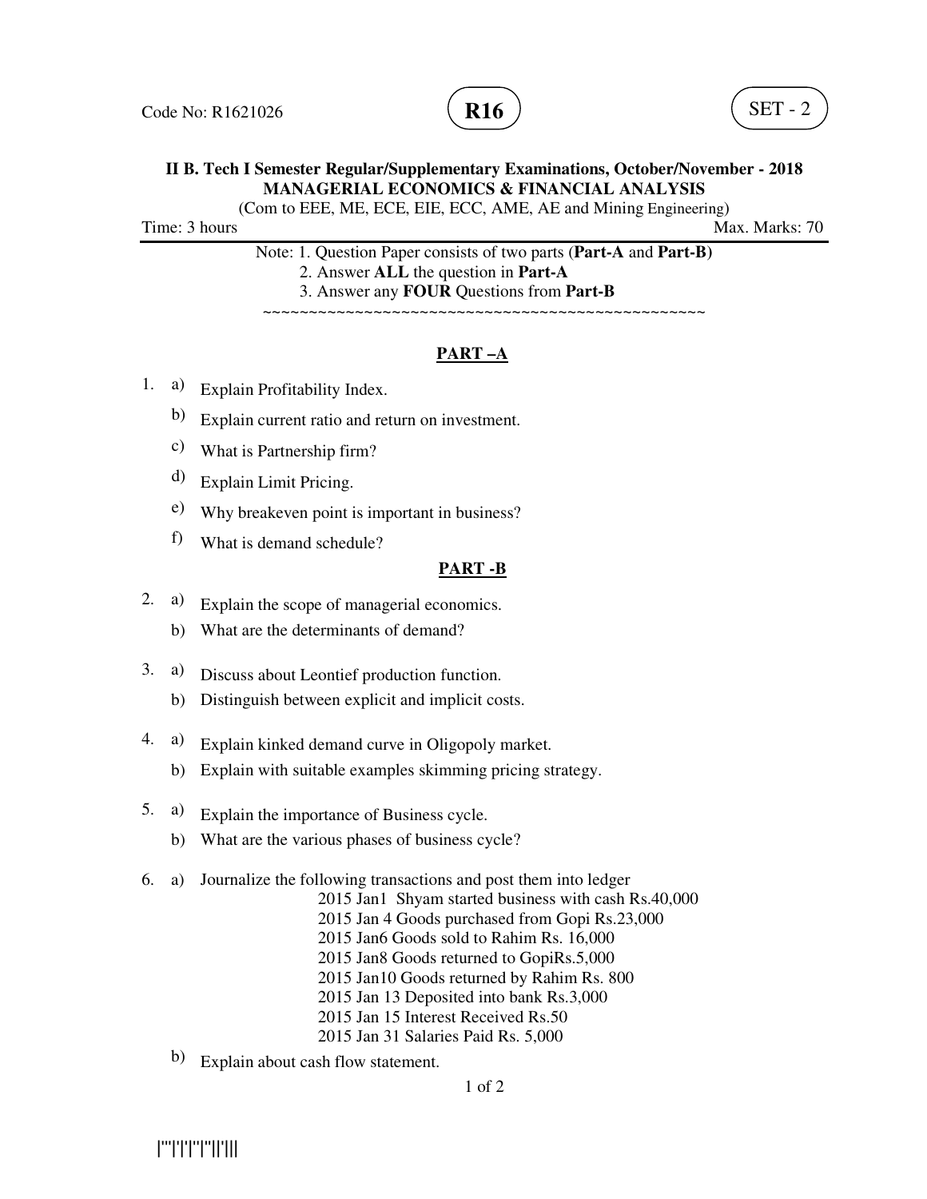Code No: R1621026 **R16** SET - 2

**II B. Tech I Semester Regular/Supplementary Examinations, October/November - 2018**
**MANAGERIAL ECONOMICS & FINANCIAL ANALYSIS**
(Com to EEE, ME, ECE, EIE, ECC, AME, AE and Mining Engineering)

Time: 3 hours Max. Marks: 70

Note: 1. Question Paper consists of two parts (**Part-A** and **Part-B)**
2. Answer **ALL** the question in **Part-A**
3. Answer any **FOUR** Questions from **Part-B**

~~~~~~~~~~~~~~~~~~~~~~~~~~~~~~~~~~~~~~~~~~~~~~~~~~~~

## PART –A

1. a) Explain Profitability Index.
   b) Explain current ratio and return on investment.
   c) What is Partnership firm?
   d) Explain Limit Pricing.
   e) Why breakeven point is important in business?
   f) What is demand schedule?

## PART -B

2. a) Explain the scope of managerial economics.
   b) What are the determinants of demand?

3. a) Discuss about Leontief production function.
   b) Distinguish between explicit and implicit costs.

4. a) Explain kinked demand curve in Oligopoly market.
   b) Explain with suitable examples skimming pricing strategy.

5. a) Explain the importance of Business cycle.
   b) What are the various phases of business cycle?

6. a) Journalize the following transactions and post them into ledger
   - 2015 Jan1 Shyam started business with cash Rs.40,000
   - 2015 Jan 4 Goods purchased from Gopi Rs.23,000
   - 2015 Jan6 Goods sold to Rahim Rs. 16,000
   - 2015 Jan8 Goods returned to GopiRs.5,000
   - 2015 Jan10 Goods returned by Rahim Rs. 800
   - 2015 Jan 13 Deposited into bank Rs.3,000
   - 2015 Jan 15 Interest Received Rs.50
   - 2015 Jan 31 Salaries Paid Rs. 5,000

   b) Explain about cash flow statement.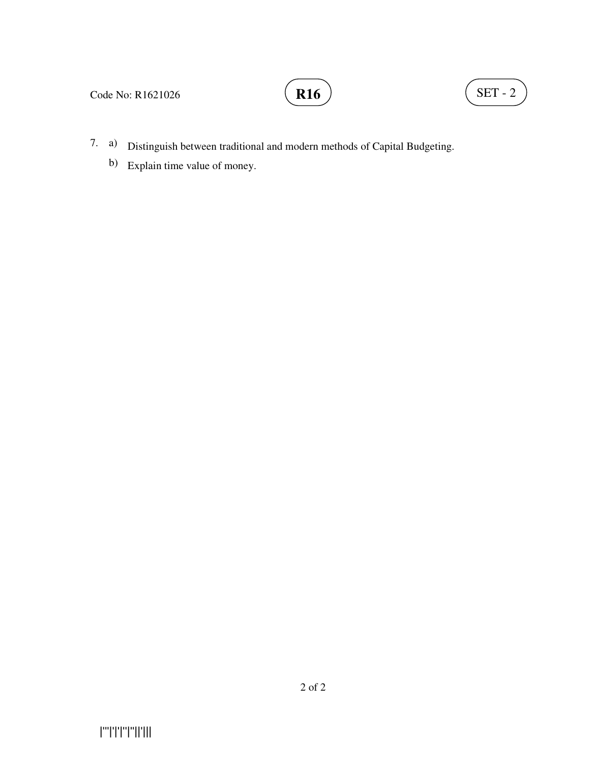7. a) Distinguish between traditional and modern methods of Capital Budgeting.

   b) Explain time value of money.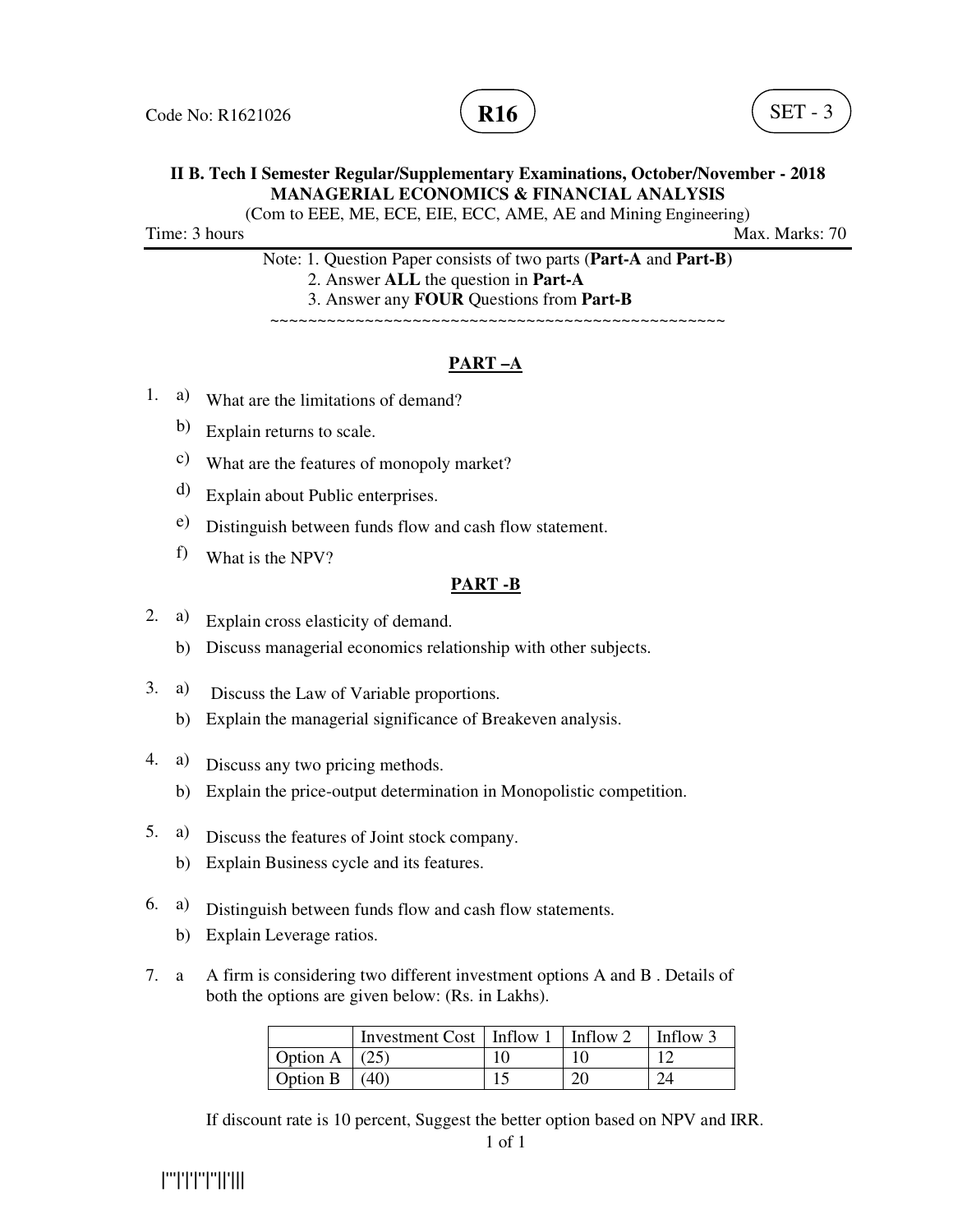Code No: R1621026 **R16** SET - 3

**II B. Tech I Semester Regular/Supplementary Examinations, October/November - 2018**
**MANAGERIAL ECONOMICS & FINANCIAL ANALYSIS**
(Com to EEE, ME, ECE, EIE, ECC, AME, AE and Mining Engineering)

Time: 3 hours Max. Marks: 70

Note: 1. Question Paper consists of two parts (**Part-A** and **Part-B)**
2. Answer **ALL** the question in **Part-A**
3. Answer any **FOUR** Questions from **Part-B**

~~~~~~~~~~~~~~~~~~~~~~~~~~~~~~~~~~~~~~~~~~~~~~~~~~

## PART –A

1. a) What are the limitations of demand?
   b) Explain returns to scale.
   c) What are the features of monopoly market?
   d) Explain about Public enterprises.
   e) Distinguish between funds flow and cash flow statement.
   f) What is the NPV?

## PART -B

2. a) Explain cross elasticity of demand.
   b) Discuss managerial economics relationship with other subjects.

3. a) Discuss the Law of Variable proportions.
   b) Explain the managerial significance of Breakeven analysis.

4. a) Discuss any two pricing methods.
   b) Explain the price-output determination in Monopolistic competition.

5. a) Discuss the features of Joint stock company.
   b) Explain Business cycle and its features.

6. a) Distinguish between funds flow and cash flow statements.
   b) Explain Leverage ratios.

7. a A firm is considering two different investment options A and B . Details of both the options are given below: (Rs. in Lakhs).

|  | Investment Cost | Inflow 1 | Inflow 2 | Inflow 3 |
|---|---|---|---|---|
| Option A | (25) | 10 | 10 | 12 |
| Option B | (40) | 15 | 20 | 24 |

If discount rate is 10 percent, Suggest the better option based on NPV and IRR.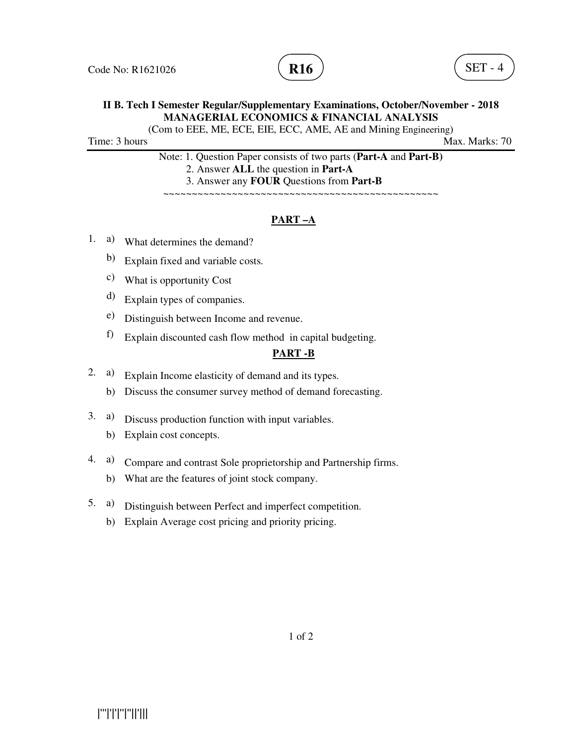Code No: R1621026 **R16** SET - 4

**II B. Tech I Semester Regular/Supplementary Examinations, October/November - 2018**
**MANAGERIAL ECONOMICS & FINANCIAL ANALYSIS**
(Com to EEE, ME, ECE, EIE, ECC, AME, AE and Mining Engineering)

Time: 3 hours Max. Marks: 70

Note: 1. Question Paper consists of two parts (**Part-A** and **Part-B)**
2. Answer **ALL** the question in **Part-A**
3. Answer any **FOUR** Questions from **Part-B**

~~~~~~~~~~~~~~~~~~~~~~~~~~~~~~~~~~~~~~~~~~~~~~~~~~

## PART –A

1. a) What determines the demand?
   b) Explain fixed and variable costs.
   c) What is opportunity Cost
   d) Explain types of companies.
   e) Distinguish between Income and revenue.
   f) Explain discounted cash flow method in capital budgeting.

## PART -B

2. a) Explain Income elasticity of demand and its types.
   b) Discuss the consumer survey method of demand forecasting.

3. a) Discuss production function with input variables.
   b) Explain cost concepts.

4. a) Compare and contrast Sole proprietorship and Partnership firms.
   b) What are the features of joint stock company.

5. a) Distinguish between Perfect and imperfect competition.
   b) Explain Average cost pricing and priority pricing.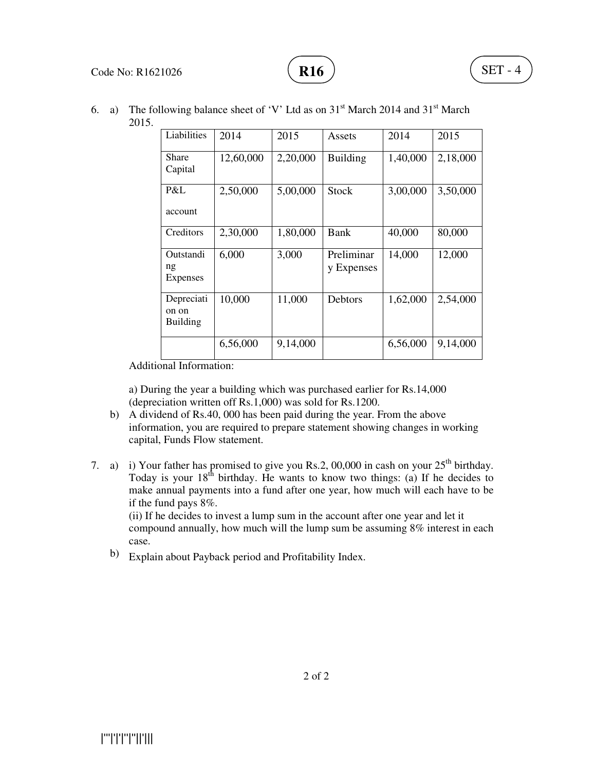6. a) The following balance sheet of 'V' Ltd as on 31st March 2014 and 31st March 2015.

| Liabilities | 2014 | 2015 | Assets | 2014 | 2015 |
|---|---|---|---|---|---|
| Share Capital | 12,60,000 | 2,20,000 | Building | 1,40,000 | 2,18,000 |
| P&L account | 2,50,000 | 5,00,000 | Stock | 3,00,000 | 3,50,000 |
| Creditors | 2,30,000 | 1,80,000 | Bank | 40,000 | 80,000 |
| Outstanding Expenses | 6,000 | 3,000 | Preliminary Expenses | 14,000 | 12,000 |
| Depreciation on Building | 10,000 | 11,000 | Debtors | 1,62,000 | 2,54,000 |
| | 6,56,000 | 9,14,000 | | 6,56,000 | 9,14,000 |

Additional Information:

a) During the year a building which was purchased earlier for Rs.14,000 (depreciation written off Rs.1,000) was sold for Rs.1200.

b) A dividend of Rs.40, 000 has been paid during the year. From the above information, you are required to prepare statement showing changes in working capital, Funds Flow statement.

7. a) i) Your father has promised to give you Rs.2, 00,000 in cash on your 25th birthday. Today is your 18th birthday. He wants to know two things: (a) If he decides to make annual payments into a fund after one year, how much will each have to be if the fund pays 8%.

(ii) If he decides to invest a lump sum in the account after one year and let it compound annually, how much will the lump sum be assuming 8% interest in each case.

b) Explain about Payback period and Profitability Index.